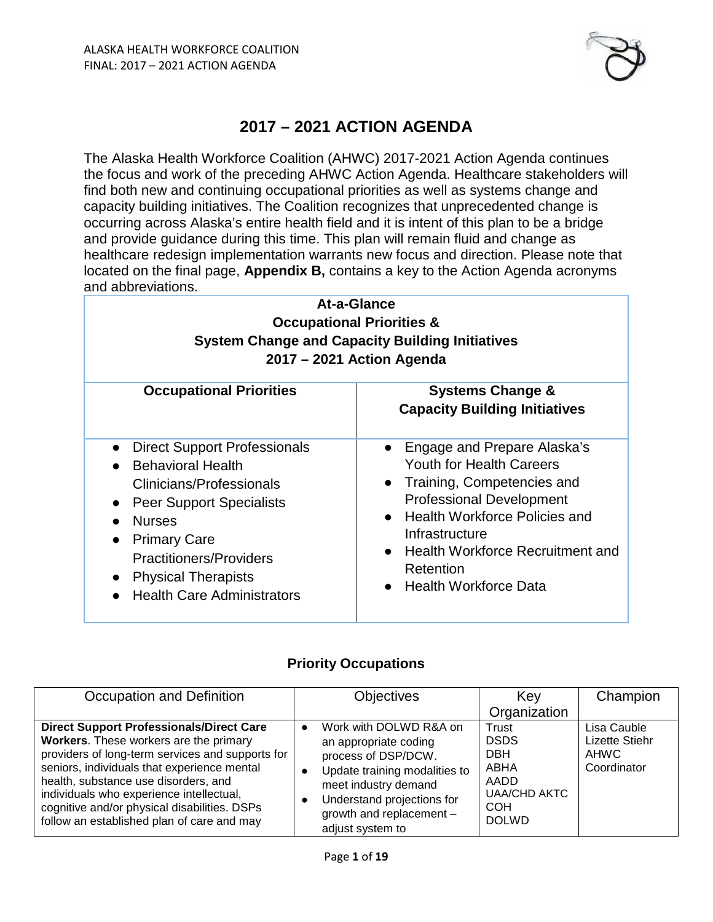# 2017 – 2021 ACTION AGENDA

The Alaska Health Workforce Coalition (AHWC) 2017-2021 Action Agenda continues the focus and work of the preceding AHWC Action Agenda. Healthcare stakeholders will find both new and continuing occupational priorities as well as systems change and capacity building initiatives. The Coalition recognizes that unprecedented change is occurring across Alaska's entire health field and it is intent of this plan to be a bridge and provide guidance during this time. This plan will remain fluid and change as healthcare redesign implementation warrants new focus and direction. Please note that located on the final page, **Appendix B,** contains a key to the Action Agenda acronyms and abbreviations.

| **At-a-Glance Occupational Priorities & System Change and Capacity Building Initiatives 2017 – 2021 Action Agenda** | |
|---|---|
| **Occupational Priorities** | **Systems Change & Capacity Building Initiatives** |
| • Direct Support Professionals<br>• Behavioral Health Clinicians/Professionals<br>• Peer Support Specialists<br>• Nurses<br>• Primary Care Practitioners/Providers<br>• Physical Therapists<br>• Health Care Administrators | • Engage and Prepare Alaska's Youth for Health Careers<br>• Training, Competencies and Professional Development<br>• Health Workforce Policies and Infrastructure<br>• Health Workforce Recruitment and Retention<br>• Health Workforce Data |

## Priority Occupations

| Occupation and Definition | Objectives | Key Organization | Champion |
|---|---|---|---|
| **Direct Support Professionals/Direct Care Workers**. These workers are the primary providers of long-term services and supports for seniors, individuals that experience mental health, substance use disorders, and individuals who experience intellectual, cognitive and/or physical disabilities. DSPs follow an established plan of care and may | • Work with DOLWD R&A on an appropriate coding process of DSP/DCW.<br>• Update training modalities to meet industry demand<br>• Understand projections for growth and replacement – adjust system to | Trust<br>DSDS<br>DBH<br>ABHA<br>AADD<br>UAA/CHD AKTC<br>COH<br>DOLWD | Lisa Cauble<br>Lizette Stiehr<br>AHWC Coordinator |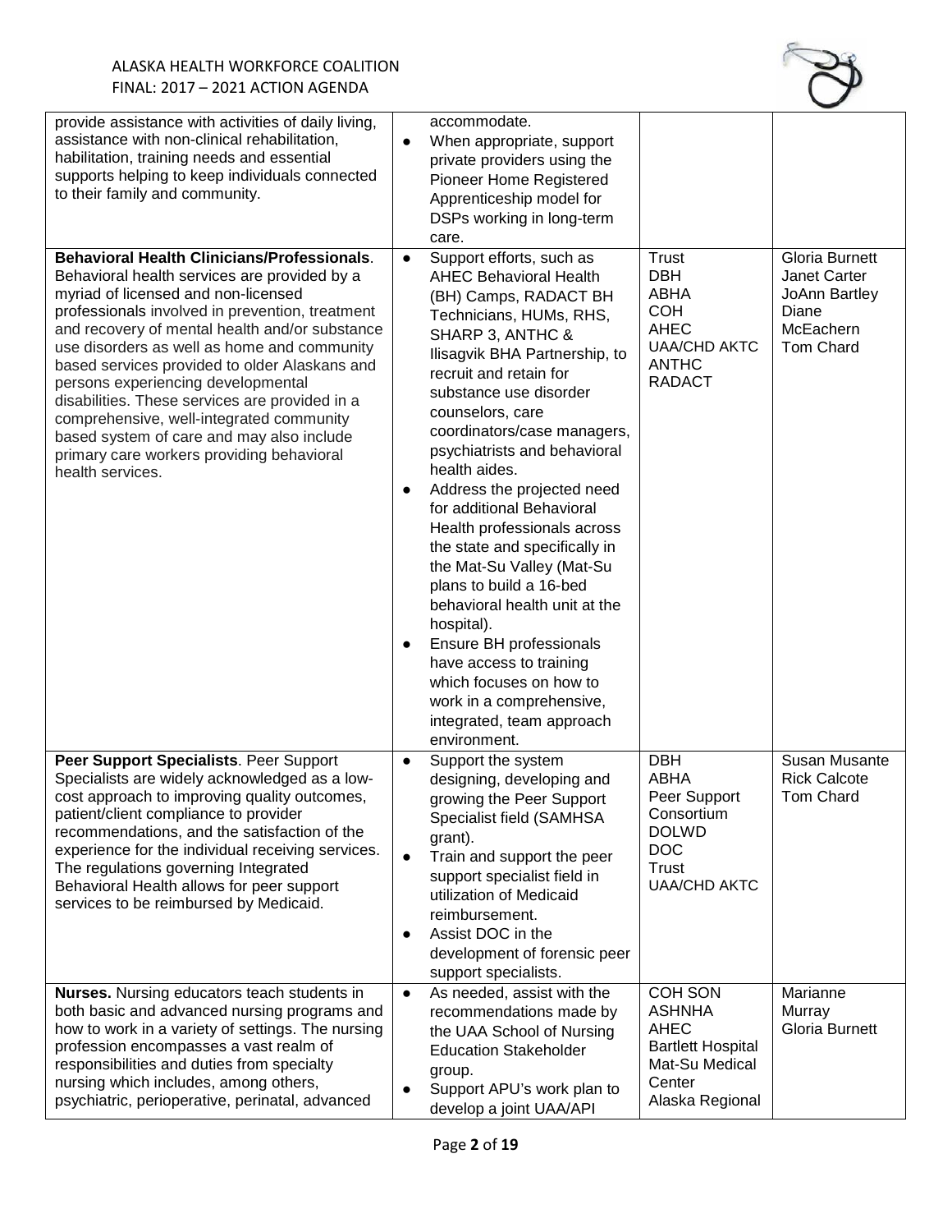| | | | |
|---|---|---|---|
| provide assistance with activities of daily living, assistance with non-clinical rehabilitation, habilitation, training needs and essential supports helping to keep individuals connected to their family and community. | accommodate.<br>● When appropriate, support private providers using the Pioneer Home Registered Apprenticeship model for DSPs working in long-term care. | | |
| **Behavioral Health Clinicians/Professionals**. Behavioral health services are provided by a myriad of licensed and non-licensed professionals involved in prevention, treatment and recovery of mental health and/or substance use disorders as well as home and community based services provided to older Alaskans and persons experiencing developmental disabilities. These services are provided in a comprehensive, well-integrated community based system of care and may also include primary care workers providing behavioral health services. | ● Support efforts, such as AHEC Behavioral Health (BH) Camps, RADACT BH Technicians, HUMs, RHS, SHARP 3, ANTHC & Ilisagvik BHA Partnership, to recruit and retain for substance use disorder counselors, care coordinators/case managers, psychiatrists and behavioral health aides.<br>● Address the projected need for additional Behavioral Health professionals across the state and specifically in the Mat-Su Valley (Mat-Su plans to build a 16-bed behavioral health unit at the hospital).<br>● Ensure BH professionals have access to training which focuses on how to work in a comprehensive, integrated, team approach environment. | Trust<br>DBH<br>ABHA<br>COH<br>AHEC<br>UAA/CHD AKTC<br>ANTHC<br>RADACT | Gloria Burnett<br>Janet Carter<br>JoAnn Bartley<br>Diane McEachern<br>Tom Chard |
| **Peer Support Specialists**. Peer Support Specialists are widely acknowledged as a low-cost approach to improving quality outcomes, patient/client compliance to provider recommendations, and the satisfaction of the experience for the individual receiving services. The regulations governing Integrated Behavioral Health allows for peer support services to be reimbursed by Medicaid. | ● Support the system designing, developing and growing the Peer Support Specialist field (SAMHSA grant).<br>● Train and support the peer support specialist field in utilization of Medicaid reimbursement.<br>● Assist DOC in the development of forensic peer support specialists. | DBH<br>ABHA<br>Peer Support Consortium<br>DOLWD<br>DOC<br>Trust<br>UAA/CHD AKTC | Susan Musante<br>Rick Calcote<br>Tom Chard |
| **Nurses.** Nursing educators teach students in both basic and advanced nursing programs and how to work in a variety of settings. The nursing profession encompasses a vast realm of responsibilities and duties from specialty nursing which includes, among others, psychiatric, perioperative, perinatal, advanced | ● As needed, assist with the recommendations made by the UAA School of Nursing Education Stakeholder group.<br>● Support APU's work plan to develop a joint UAA/API | COH SON<br>ASHNHA<br>AHEC<br>Bartlett Hospital<br>Mat-Su Medical Center<br>Alaska Regional | Marianne Murray<br>Gloria Burnett |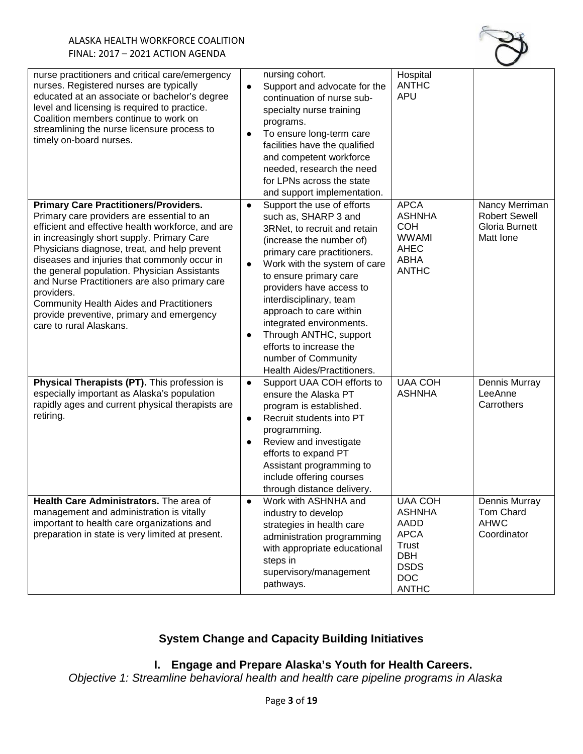| | | | |
|---|---|---|---|
| nurse practitioners and critical care/emergency nurses. Registered nurses are typically educated at an associate or bachelor's degree level and licensing is required to practice. Coalition members continue to work on streamlining the nurse licensure process to timely on-board nurses. | nursing cohort.<br>• Support and advocate for the continuation of nurse sub-specialty nurse training programs.<br>• To ensure long-term care facilities have the qualified and competent workforce needed, research the need for LPNs across the state and support implementation. | Hospital<br>ANTHC<br>APU | |
| **Primary Care Practitioners/Providers.** Primary care providers are essential to an efficient and effective health workforce, and are in increasingly short supply. Primary Care Physicians diagnose, treat, and help prevent diseases and injuries that commonly occur in the general population. Physician Assistants and Nurse Practitioners are also primary care providers.<br>Community Health Aides and Practitioners provide preventive, primary and emergency care to rural Alaskans. | • Support the use of efforts such as, SHARP 3 and 3RNet, to recruit and retain (increase the number of) primary care practitioners.<br>• Work with the system of care to ensure primary care providers have access to interdisciplinary, team approach to care within integrated environments.<br>• Through ANTHC, support efforts to increase the number of Community Health Aides/Practitioners. | APCA<br>ASHNHA<br>COH<br>WWAMI<br>AHEC<br>ABHA<br>ANTHC | Nancy Merriman<br>Robert Sewell<br>Gloria Burnett<br>Matt Ione |
| **Physical Therapists (PT).** This profession is especially important as Alaska's population rapidly ages and current physical therapists are retiring. | • Support UAA COH efforts to ensure the Alaska PT program is established.<br>• Recruit students into PT programming.<br>• Review and investigate efforts to expand PT Assistant programming to include offering courses through distance delivery. | UAA COH<br>ASHNHA | Dennis Murray<br>LeeAnne Carrothers |
| **Health Care Administrators.** The area of management and administration is vitally important to health care organizations and preparation in state is very limited at present. | • Work with ASHNHA and industry to develop strategies in health care administration programming with appropriate educational steps in supervisory/management pathways. | UAA COH<br>ASHNHA<br>AADD<br>APCA<br>Trust<br>DBH<br>DSDS<br>DOC<br>ANTHC | Dennis Murray<br>Tom Chard<br>AHWC Coordinator |

## System Change and Capacity Building Initiatives

### I. Engage and Prepare Alaska's Youth for Health Careers.

*Objective 1: Streamline behavioral health and health care pipeline programs in Alaska*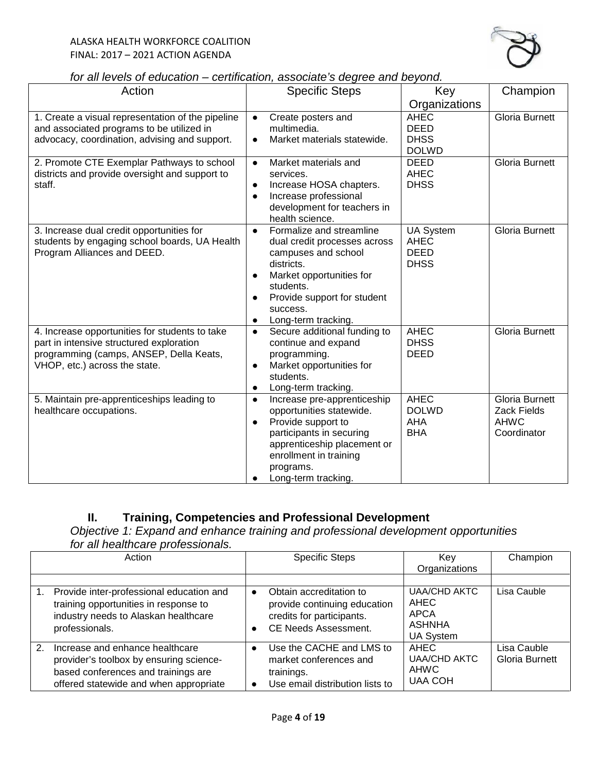*for all levels of education – certification, associate's degree and beyond.*

| Action | Specific Steps | Key Organizations | Champion |
|---|---|---|---|
| 1. Create a visual representation of the pipeline and associated programs to be utilized in advocacy, coordination, advising and support. | • Create posters and multimedia.<br>• Market materials statewide. | AHEC<br>DEED<br>DHSS<br>DOLWD | Gloria Burnett |
| 2. Promote CTE Exemplar Pathways to school districts and provide oversight and support to staff. | • Market materials and services.<br>• Increase HOSA chapters.<br>• Increase professional development for teachers in health science. | DEED<br>AHEC<br>DHSS | Gloria Burnett |
| 3. Increase dual credit opportunities for students by engaging school boards, UA Health Program Alliances and DEED. | • Formalize and streamline dual credit processes across campuses and school districts.<br>• Market opportunities for students.<br>• Provide support for student success.<br>• Long-term tracking. | UA System<br>AHEC<br>DEED<br>DHSS | Gloria Burnett |
| 4. Increase opportunities for students to take part in intensive structured exploration programming (camps, ANSEP, Della Keats, VHOP, etc.) across the state. | • Secure additional funding to continue and expand programming.<br>• Market opportunities for students.<br>• Long-term tracking. | AHEC<br>DHSS<br>DEED | Gloria Burnett |
| 5. Maintain pre-apprenticeships leading to healthcare occupations. | • Increase pre-apprenticeship opportunities statewide.<br>• Provide support to participants in securing apprenticeship placement or enrollment in training programs.<br>• Long-term tracking. | AHEC<br>DOLWD<br>AHA<br>BHA | Gloria Burnett<br>Zack Fields<br>AHWC Coordinator |

## II. Training, Competencies and Professional Development

*Objective 1: Expand and enhance training and professional development opportunities for all healthcare professionals.*

| Action | Specific Steps | Key Organizations | Champion |
|---|---|---|---|
| | | | |
| 1. Provide inter-professional education and training opportunities in response to industry needs to Alaskan healthcare professionals. | • Obtain accreditation to provide continuing education credits for participants.<br>• CE Needs Assessment. | UAA/CHD AKTC<br>AHEC<br>APCA<br>ASHNHA<br>UA System | Lisa Cauble |
| 2. Increase and enhance healthcare provider's toolbox by ensuring science-based conferences and trainings are offered statewide and when appropriate | • Use the CACHE and LMS to market conferences and trainings.<br>• Use email distribution lists to | AHEC<br>UAA/CHD AKTC<br>AHWC<br>UAA COH | Lisa Cauble<br>Gloria Burnett |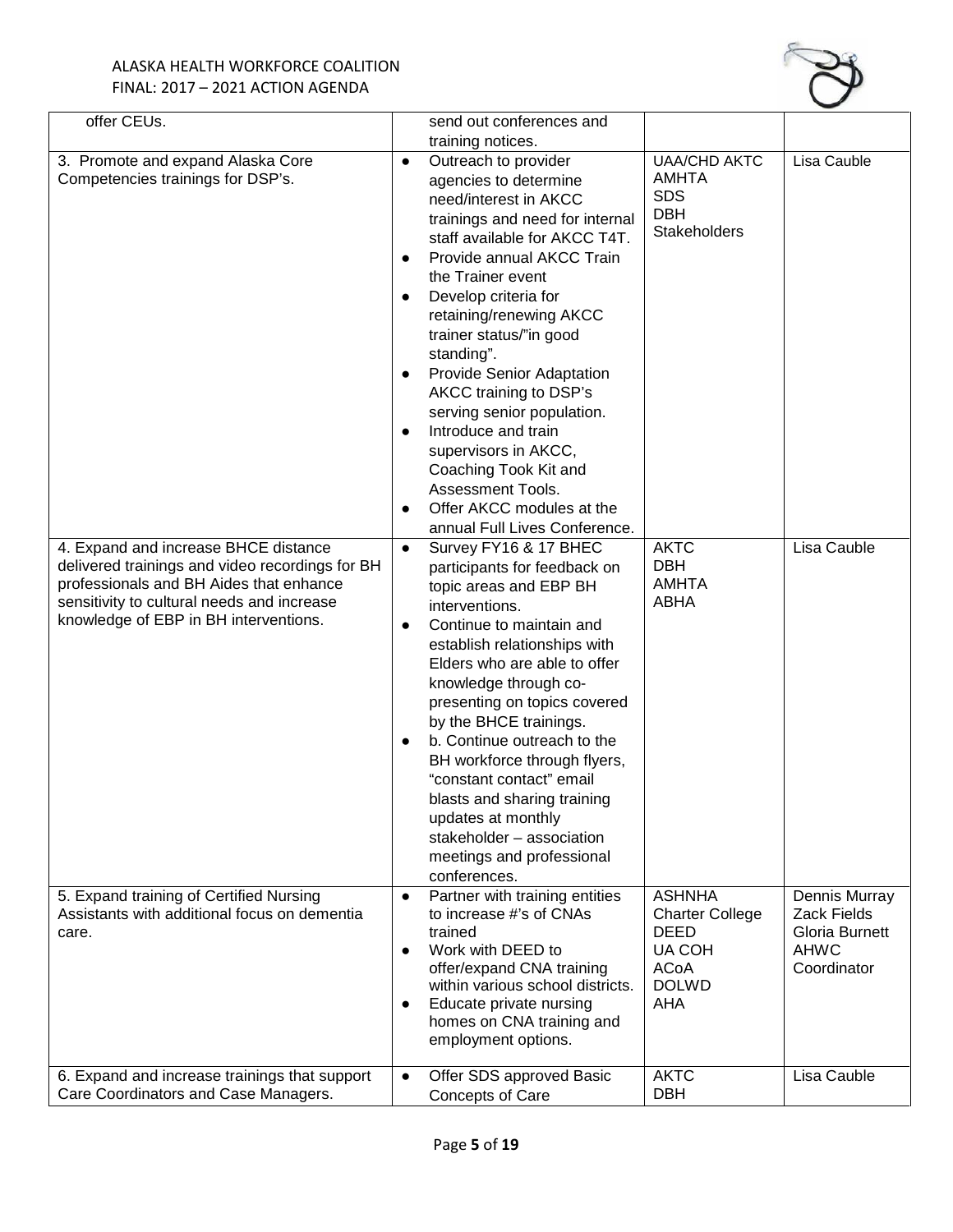| | | | |
|---|---|---|---|
| offer CEUs. | send out conferences and training notices. | | |
| 3. Promote and expand Alaska Core Competencies trainings for DSP's. | • Outreach to provider agencies to determine need/interest in AKCC trainings and need for internal staff available for AKCC T4T.<br>• Provide annual AKCC Train the Trainer event<br>• Develop criteria for retaining/renewing AKCC trainer status/"in good standing".<br>• Provide Senior Adaptation AKCC training to DSP's serving senior population.<br>• Introduce and train supervisors in AKCC, Coaching Took Kit and Assessment Tools.<br>• Offer AKCC modules at the annual Full Lives Conference. | UAA/CHD AKTC<br>AMHTA<br>SDS<br>DBH<br>Stakeholders | Lisa Cauble |
| 4. Expand and increase BHCE distance delivered trainings and video recordings for BH professionals and BH Aides that enhance sensitivity to cultural needs and increase knowledge of EBP in BH interventions. | • Survey FY16 & 17 BHEC participants for feedback on topic areas and EBP BH interventions.<br>• Continue to maintain and establish relationships with Elders who are able to offer knowledge through co-presenting on topics covered by the BHCE trainings.<br>• b. Continue outreach to the BH workforce through flyers, "constant contact" email blasts and sharing training updates at monthly stakeholder – association meetings and professional conferences. | AKTC<br>DBH<br>AMHTA<br>ABHA | Lisa Cauble |
| 5. Expand training of Certified Nursing Assistants with additional focus on dementia care. | • Partner with training entities to increase #'s of CNAs trained<br>• Work with DEED to offer/expand CNA training within various school districts.<br>• Educate private nursing homes on CNA training and employment options. | ASHNHA<br>Charter College<br>DEED<br>UA COH<br>ACoA<br>DOLWD<br>AHA | Dennis Murray<br>Zack Fields<br>Gloria Burnett<br>AHWC Coordinator |
| 6. Expand and increase trainings that support Care Coordinators and Case Managers. | • Offer SDS approved Basic Concepts of Care | AKTC<br>DBH | Lisa Cauble |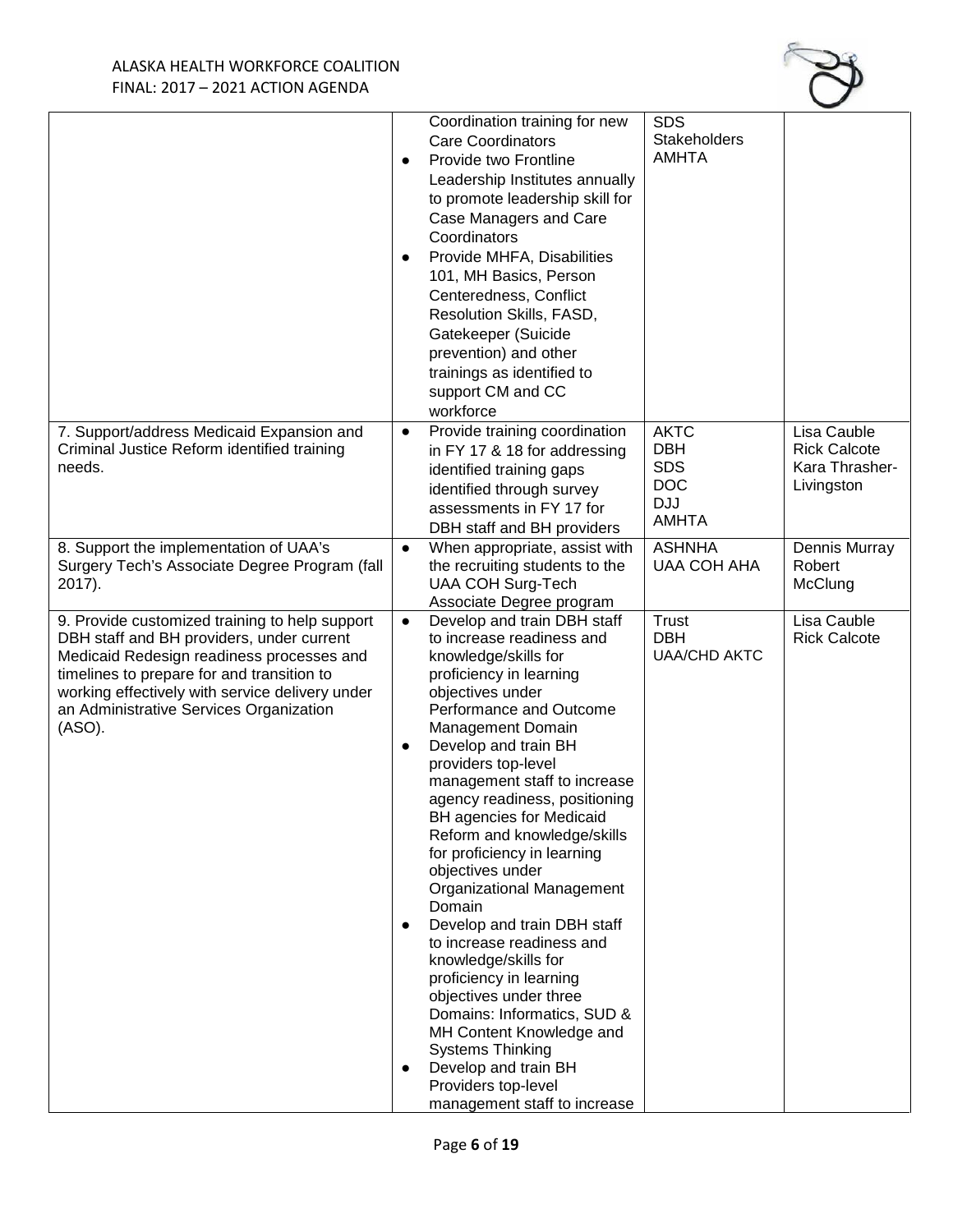| | | | |
|---|---|---|---|
| | Coordination training for new Care Coordinators<br>● Provide two Frontline Leadership Institutes annually to promote leadership skill for Case Managers and Care Coordinators<br>● Provide MHFA, Disabilities 101, MH Basics, Person Centeredness, Conflict Resolution Skills, FASD, Gatekeeper (Suicide prevention) and other trainings as identified to support CM and CC workforce | SDS<br>Stakeholders<br>AMHTA | |
| 7. Support/address Medicaid Expansion and Criminal Justice Reform identified training needs. | ● Provide training coordination in FY 17 & 18 for addressing identified training gaps identified through survey assessments in FY 17 for DBH staff and BH providers | AKTC<br>DBH<br>SDS<br>DOC<br>DJJ<br>AMHTA | Lisa Cauble<br>Rick Calcote<br>Kara Thrasher-Livingston |
| 8. Support the implementation of UAA's Surgery Tech's Associate Degree Program (fall 2017). | ● When appropriate, assist with the recruiting students to the UAA COH Surg-Tech Associate Degree program | ASHNHA<br>UAA COH AHA | Dennis Murray<br>Robert McClung |
| 9. Provide customized training to help support DBH staff and BH providers, under current Medicaid Redesign readiness processes and timelines to prepare for and transition to working effectively with service delivery under an Administrative Services Organization (ASO). | ● Develop and train DBH staff to increase readiness and knowledge/skills for proficiency in learning objectives under Performance and Outcome Management Domain<br>● Develop and train BH providers top-level management staff to increase agency readiness, positioning BH agencies for Medicaid Reform and knowledge/skills for proficiency in learning objectives under Organizational Management Domain<br>● Develop and train DBH staff to increase readiness and knowledge/skills for proficiency in learning objectives under three Domains: Informatics, SUD & MH Content Knowledge and Systems Thinking<br>● Develop and train BH Providers top-level management staff to increase | Trust<br>DBH<br>UAA/CHD AKTC | Lisa Cauble<br>Rick Calcote |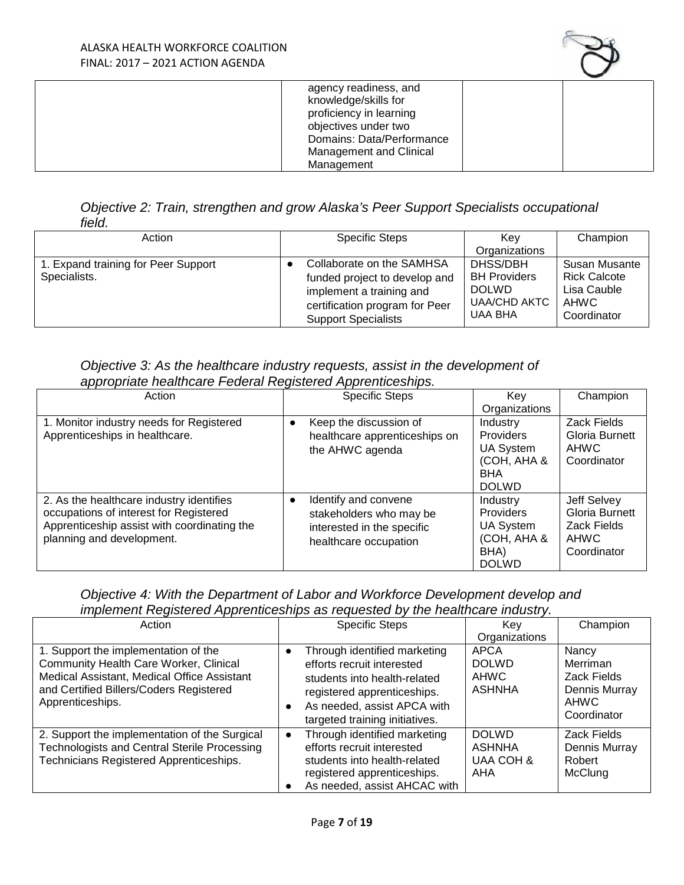| | agency readiness, and knowledge/skills for proficiency in learning objectives under two Domains: Data/Performance Management and Clinical Management | | |
|---|---|---|---|

*Objective 2: Train, strengthen and grow Alaska's Peer Support Specialists occupational field.*

| Action | Specific Steps | Key Organizations | Champion |
|---|---|---|---|
| 1. Expand training for Peer Support Specialists. | ● Collaborate on the SAMHSA funded project to develop and implement a training and certification program for Peer Support Specialists | DHSS/DBH<br>BH Providers<br>DOLWD<br>UAA/CHD AKTC<br>UAA BHA | Susan Musante<br>Rick Calcote<br>Lisa Cauble<br>AHWC Coordinator |

*Objective 3: As the healthcare industry requests, assist in the development of appropriate healthcare Federal Registered Apprenticeships.*

| Action | Specific Steps | Key Organizations | Champion |
|---|---|---|---|
| 1. Monitor industry needs for Registered Apprenticeships in healthcare. | ● Keep the discussion of healthcare apprenticeships on the AHWC agenda | Industry Providers<br>UA System (COH, AHA & BHA<br>DOLWD | Zack Fields<br>Gloria Burnett<br>AHWC Coordinator |
| 2. As the healthcare industry identifies occupations of interest for Registered Apprenticeship assist with coordinating the planning and development. | ● Identify and convene stakeholders who may be interested in the specific healthcare occupation | Industry Providers<br>UA System (COH, AHA & BHA)<br>DOLWD | Jeff Selvey<br>Gloria Burnett<br>Zack Fields<br>AHWC Coordinator |

*Objective 4: With the Department of Labor and Workforce Development develop and implement Registered Apprenticeships as requested by the healthcare industry.*

| Action | Specific Steps | Key Organizations | Champion |
|---|---|---|---|
| 1. Support the implementation of the Community Health Care Worker, Clinical Medical Assistant, Medical Office Assistant and Certified Billers/Coders Registered Apprenticeships. | ● Through identified marketing efforts recruit interested students into health-related registered apprenticeships.<br>● As needed, assist APCA with targeted training initiatives. | APCA<br>DOLWD<br>AHWC<br>ASHNHA | Nancy Merriman<br>Zack Fields<br>Dennis Murray<br>AHWC Coordinator |
| 2. Support the implementation of the Surgical Technologists and Central Sterile Processing Technicians Registered Apprenticeships. | ● Through identified marketing efforts recruit interested students into health-related registered apprenticeships.<br>● As needed, assist AHCAC with | DOLWD<br>ASHNHA<br>UAA COH & AHA | Zack Fields<br>Dennis Murray<br>Robert McClung |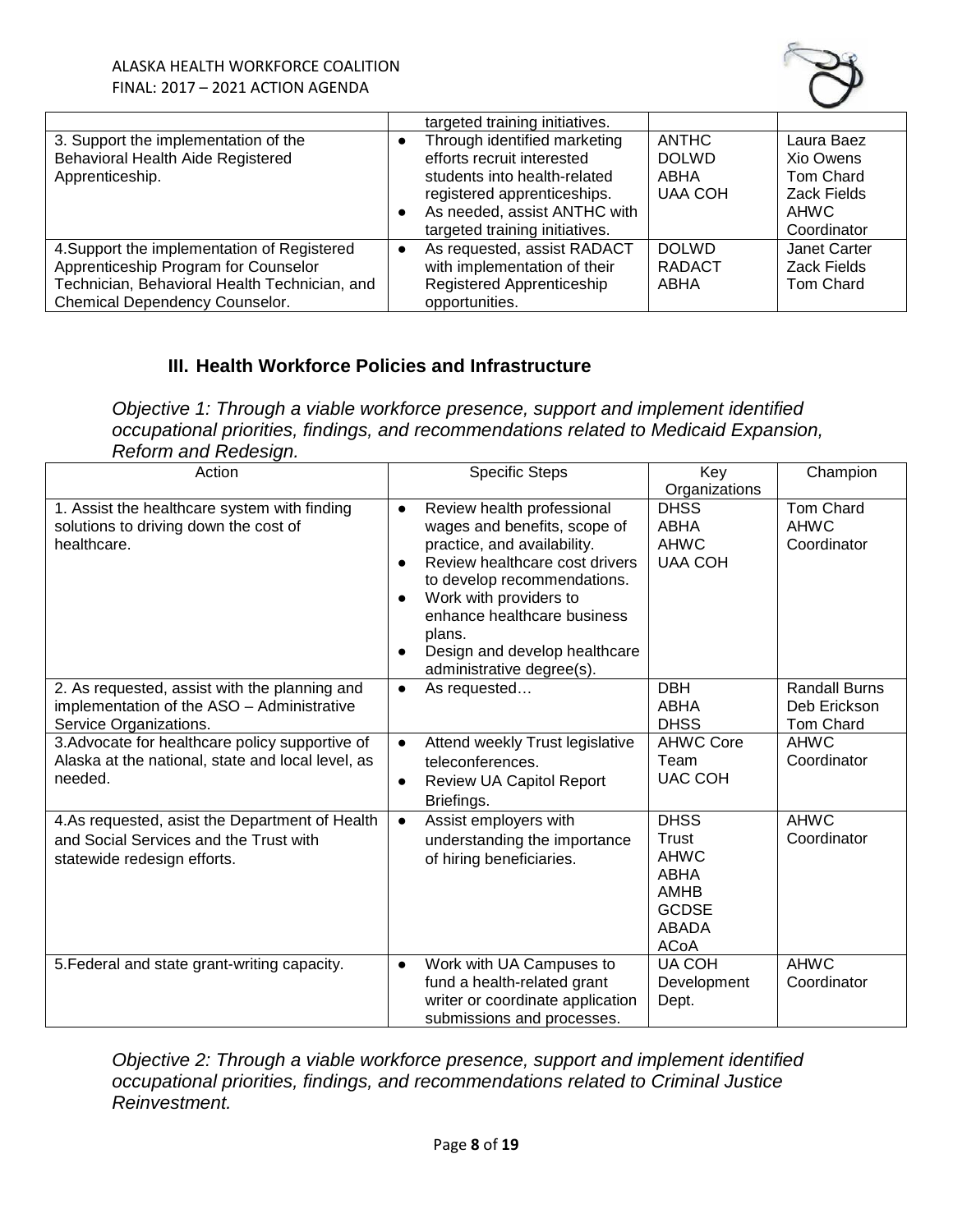| | targeted training initiatives. | | |
|---|---|---|---|
| 3. Support the implementation of the Behavioral Health Aide Registered Apprenticeship. | • Through identified marketing efforts recruit interested students into health-related registered apprenticeships.<br>• As needed, assist ANTHC with targeted training initiatives. | ANTHC<br>DOLWD<br>ABHA<br>UAA COH | Laura Baez<br>Xio Owens<br>Tom Chard<br>Zack Fields<br>AHWC Coordinator |
| 4.Support the implementation of Registered Apprenticeship Program for Counselor Technician, Behavioral Health Technician, and Chemical Dependency Counselor. | • As requested, assist RADACT with implementation of their Registered Apprenticeship opportunities. | DOLWD<br>RADACT<br>ABHA | Janet Carter<br>Zack Fields<br>Tom Chard |

## III. Health Workforce Policies and Infrastructure

*Objective 1: Through a viable workforce presence, support and implement identified occupational priorities, findings, and recommendations related to Medicaid Expansion, Reform and Redesign.*

| Action | Specific Steps | Key Organizations | Champion |
|---|---|---|---|
| 1. Assist the healthcare system with finding solutions to driving down the cost of healthcare. | • Review health professional wages and benefits, scope of practice, and availability.<br>• Review healthcare cost drivers to develop recommendations.<br>• Work with providers to enhance healthcare business plans.<br>• Design and develop healthcare administrative degree(s). | DHSS<br>ABHA<br>AHWC<br>UAA COH | Tom Chard<br>AHWC Coordinator |
| 2. As requested, assist with the planning and implementation of the ASO – Administrative Service Organizations. | • As requested… | DBH<br>ABHA<br>DHSS | Randall Burns<br>Deb Erickson<br>Tom Chard |
| 3.Advocate for healthcare policy supportive of Alaska at the national, state and local level, as needed. | • Attend weekly Trust legislative teleconferences.<br>• Review UA Capitol Report Briefings. | AHWC Core Team<br>UAC COH | AHWC Coordinator |
| 4.As requested, asist the Department of Health and Social Services and the Trust with statewide redesign efforts. | • Assist employers with understanding the importance of hiring beneficiaries. | DHSS<br>Trust<br>AHWC<br>ABHA<br>AMHB<br>GCDSE<br>ABADA<br>ACoA | AHWC Coordinator |
| 5.Federal and state grant-writing capacity. | • Work with UA Campuses to fund a health-related grant writer or coordinate application submissions and processes. | UA COH Development Dept. | AHWC Coordinator |

*Objective 2: Through a viable workforce presence, support and implement identified occupational priorities, findings, and recommendations related to Criminal Justice Reinvestment.*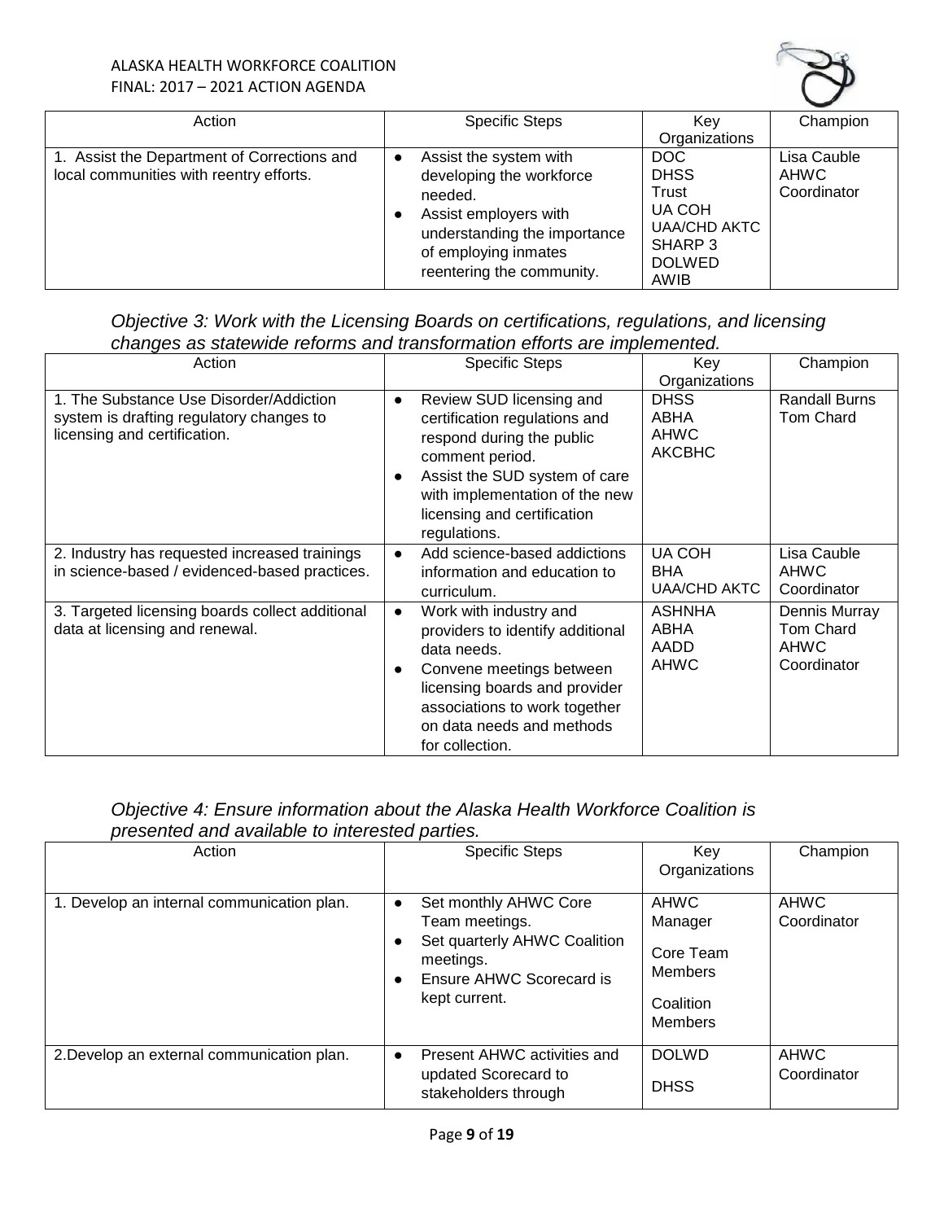| Action | Specific Steps | Key Organizations | Champion |
|---|---|---|---|
| 1. Assist the Department of Corrections and local communities with reentry efforts. | • Assist the system with developing the workforce needed.<br>• Assist employers with understanding the importance of employing inmates reentering the community. | DOC<br>DHSS<br>Trust<br>UA COH<br>UAA/CHD AKTC<br>SHARP 3<br>DOLWED<br>AWIB | Lisa Cauble<br>AHWC Coordinator |

*Objective 3: Work with the Licensing Boards on certifications, regulations, and licensing changes as statewide reforms and transformation efforts are implemented.*

| Action | Specific Steps | Key Organizations | Champion |
|---|---|---|---|
| 1. The Substance Use Disorder/Addiction system is drafting regulatory changes to licensing and certification. | • Review SUD licensing and certification regulations and respond during the public comment period.<br>• Assist the SUD system of care with implementation of the new licensing and certification regulations. | DHSS<br>ABHA<br>AHWC<br>AKCBHC | Randall Burns<br>Tom Chard |
| 2. Industry has requested increased trainings in science-based / evidenced-based practices. | • Add science-based addictions information and education to curriculum. | UA COH<br>BHA<br>UAA/CHD AKTC | Lisa Cauble<br>AHWC Coordinator |
| 3. Targeted licensing boards collect additional data at licensing and renewal. | • Work with industry and providers to identify additional data needs.<br>• Convene meetings between licensing boards and provider associations to work together on data needs and methods for collection. | ASHNHA<br>ABHA<br>AADD<br>AHWC | Dennis Murray<br>Tom Chard<br>AHWC Coordinator |

*Objective 4: Ensure information about the Alaska Health Workforce Coalition is presented and available to interested parties.*

| Action | Specific Steps | Key Organizations | Champion |
|---|---|---|---|
| 1. Develop an internal communication plan. | • Set monthly AHWC Core Team meetings.<br>• Set quarterly AHWC Coalition meetings.<br>• Ensure AHWC Scorecard is kept current. | AHWC Manager<br>Core Team Members<br>Coalition Members | AHWC Coordinator |
| 2.Develop an external communication plan. | • Present AHWC activities and updated Scorecard to stakeholders through | DOLWD<br>DHSS | AHWC Coordinator |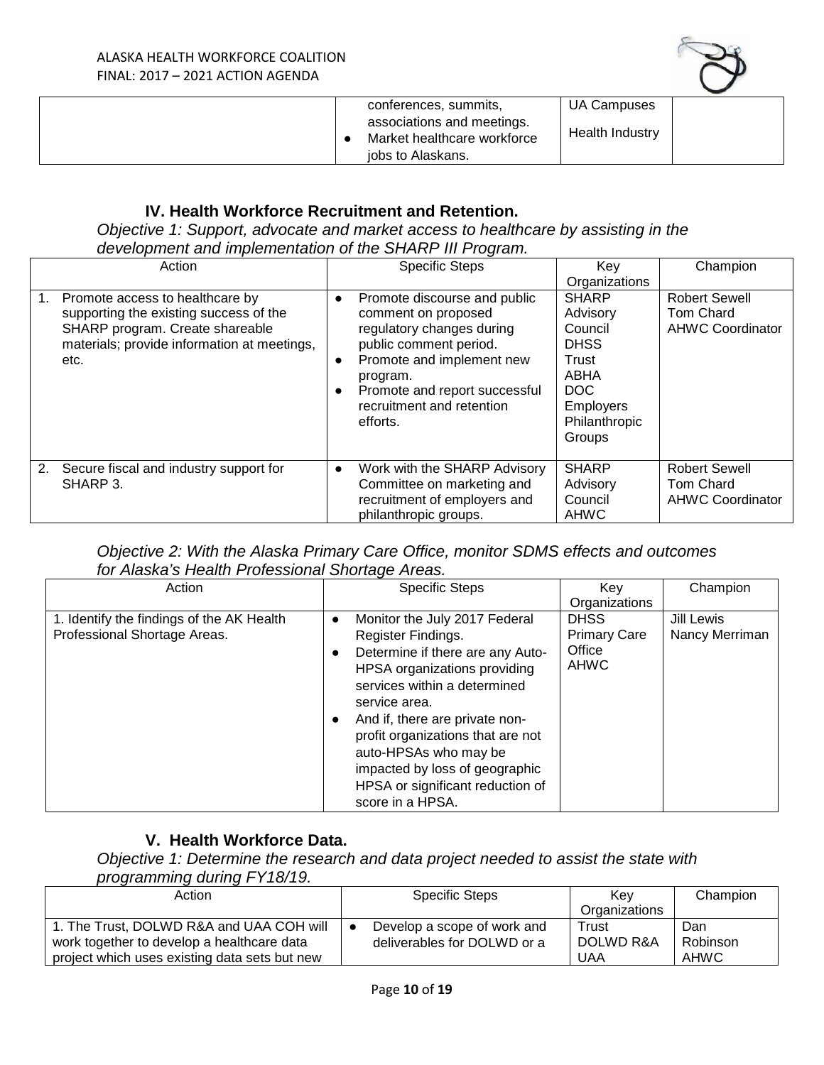| | • conferences, summits, associations and meetings.<br>• Market healthcare workforce jobs to Alaskans. | UA Campuses<br>Health Industry | |
|---|---|---|---|

## IV. Health Workforce Recruitment and Retention.

*Objective 1: Support, advocate and market access to healthcare by assisting in the development and implementation of the SHARP III Program.*

| Action | Specific Steps | Key Organizations | Champion |
|---|---|---|---|
| 1. Promote access to healthcare by supporting the existing success of the SHARP program. Create shareable materials; provide information at meetings, etc. | • Promote discourse and public comment on proposed regulatory changes during public comment period.<br>• Promote and implement new program.<br>• Promote and report successful recruitment and retention efforts. | SHARP Advisory Council<br>DHSS<br>Trust<br>ABHA<br>DOC<br>Employers<br>Philanthropic Groups | Robert Sewell<br>Tom Chard<br>AHWC Coordinator |
| 2. Secure fiscal and industry support for SHARP 3. | • Work with the SHARP Advisory Committee on marketing and recruitment of employers and philanthropic groups. | SHARP Advisory Council<br>AHWC | Robert Sewell<br>Tom Chard<br>AHWC Coordinator |

*Objective 2: With the Alaska Primary Care Office, monitor SDMS effects and outcomes for Alaska's Health Professional Shortage Areas.*

| Action | Specific Steps | Key Organizations | Champion |
|---|---|---|---|
| 1. Identify the findings of the AK Health Professional Shortage Areas. | • Monitor the July 2017 Federal Register Findings.<br>• Determine if there are any Auto-HPSA organizations providing services within a determined service area.<br>• And if, there are private non-profit organizations that are not auto-HPSAs who may be impacted by loss of geographic HPSA or significant reduction of score in a HPSA. | DHSS<br>Primary Care Office<br>AHWC | Jill Lewis<br>Nancy Merriman |

## V. Health Workforce Data.

*Objective 1: Determine the research and data project needed to assist the state with programming during FY18/19.*

| Action | Specific Steps | Key Organizations | Champion |
|---|---|---|---|
| 1. The Trust, DOLWD R&A and UAA COH will work together to develop a healthcare data project which uses existing data sets but new | • Develop a scope of work and deliverables for DOLWD or a | Trust<br>DOLWD R&A<br>UAA | Dan Robinson<br>AHWC |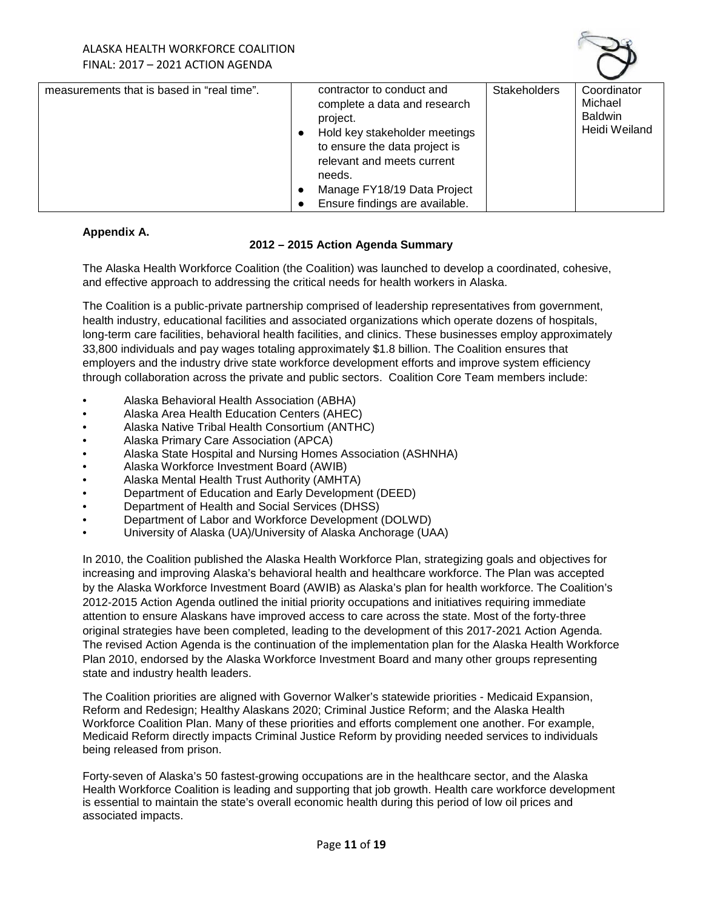| measurements that is based in "real time". | contractor to conduct and complete a data and research project.<br>● Hold key stakeholder meetings to ensure the data project is relevant and meets current needs.<br>● Manage FY18/19 Data Project<br>● Ensure findings are available. | Stakeholders | Coordinator Michael Baldwin Heidi Weiland |
|---|---|---|---|

**Appendix A.**

**2012 – 2015 Action Agenda Summary**

The Alaska Health Workforce Coalition (the Coalition) was launched to develop a coordinated, cohesive, and effective approach to addressing the critical needs for health workers in Alaska.

The Coalition is a public-private partnership comprised of leadership representatives from government, health industry, educational facilities and associated organizations which operate dozens of hospitals, long-term care facilities, behavioral health facilities, and clinics. These businesses employ approximately 33,800 individuals and pay wages totaling approximately $1.8 billion. The Coalition ensures that employers and the industry drive state workforce development efforts and improve system efficiency through collaboration across the private and public sectors. Coalition Core Team members include:

- Alaska Behavioral Health Association (ABHA)
- Alaska Area Health Education Centers (AHEC)
- Alaska Native Tribal Health Consortium (ANTHC)
- Alaska Primary Care Association (APCA)
- Alaska State Hospital and Nursing Homes Association (ASHNHA)
- Alaska Workforce Investment Board (AWIB)
- Alaska Mental Health Trust Authority (AMHTA)
- Department of Education and Early Development (DEED)
- Department of Health and Social Services (DHSS)
- Department of Labor and Workforce Development (DOLWD)
- University of Alaska (UA)/University of Alaska Anchorage (UAA)

In 2010, the Coalition published the Alaska Health Workforce Plan, strategizing goals and objectives for increasing and improving Alaska's behavioral health and healthcare workforce. The Plan was accepted by the Alaska Workforce Investment Board (AWIB) as Alaska's plan for health workforce. The Coalition's 2012-2015 Action Agenda outlined the initial priority occupations and initiatives requiring immediate attention to ensure Alaskans have improved access to care across the state. Most of the forty-three original strategies have been completed, leading to the development of this 2017-2021 Action Agenda. The revised Action Agenda is the continuation of the implementation plan for the Alaska Health Workforce Plan 2010, endorsed by the Alaska Workforce Investment Board and many other groups representing state and industry health leaders.

The Coalition priorities are aligned with Governor Walker's statewide priorities - Medicaid Expansion, Reform and Redesign; Healthy Alaskans 2020; Criminal Justice Reform; and the Alaska Health Workforce Coalition Plan. Many of these priorities and efforts complement one another. For example, Medicaid Reform directly impacts Criminal Justice Reform by providing needed services to individuals being released from prison.

Forty-seven of Alaska's 50 fastest-growing occupations are in the healthcare sector, and the Alaska Health Workforce Coalition is leading and supporting that job growth. Health care workforce development is essential to maintain the state's overall economic health during this period of low oil prices and associated impacts.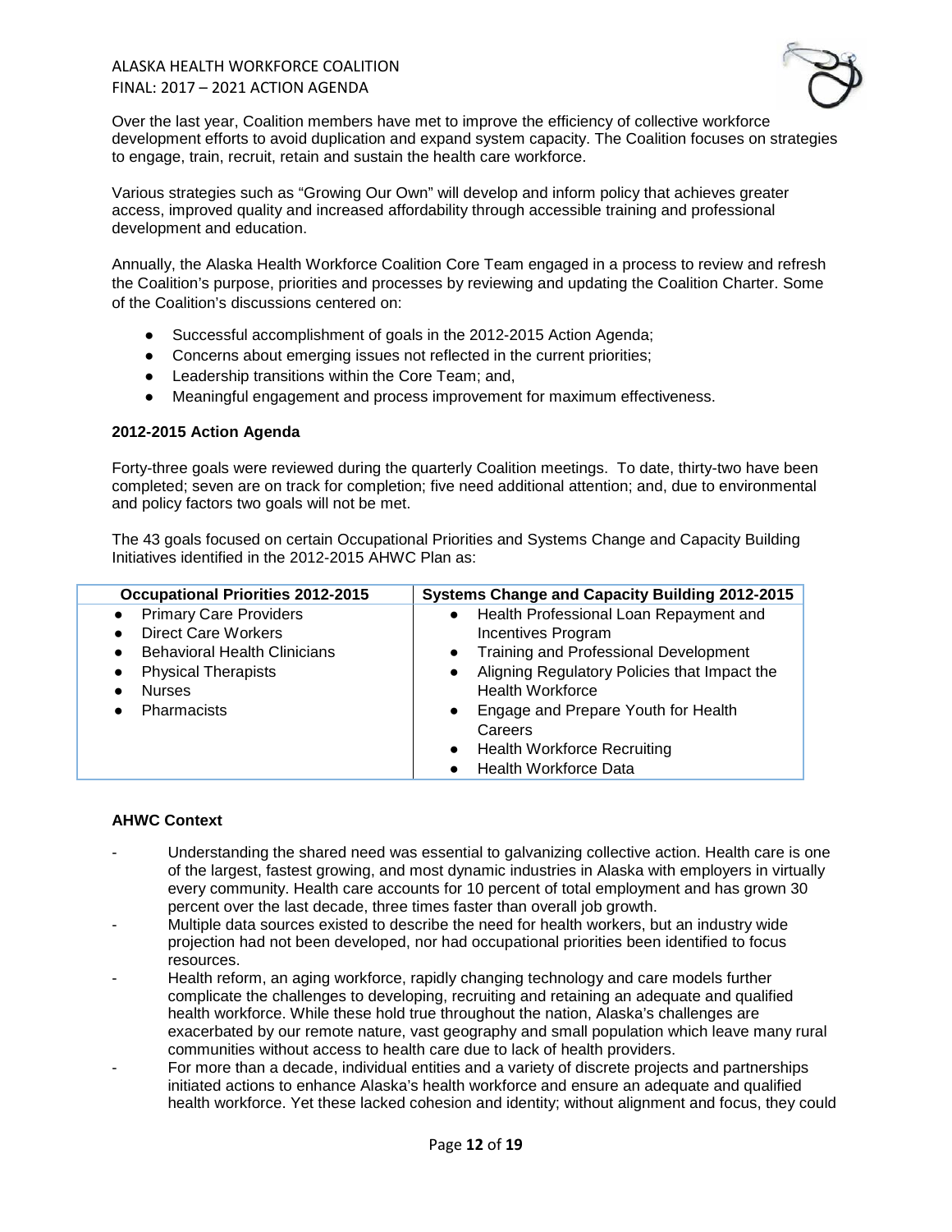Over the last year, Coalition members have met to improve the efficiency of collective workforce development efforts to avoid duplication and expand system capacity. The Coalition focuses on strategies to engage, train, recruit, retain and sustain the health care workforce.

Various strategies such as "Growing Our Own" will develop and inform policy that achieves greater access, improved quality and increased affordability through accessible training and professional development and education.

Annually, the Alaska Health Workforce Coalition Core Team engaged in a process to review and refresh the Coalition's purpose, priorities and processes by reviewing and updating the Coalition Charter. Some of the Coalition's discussions centered on:

- Successful accomplishment of goals in the 2012-2015 Action Agenda;
- Concerns about emerging issues not reflected in the current priorities;
- Leadership transitions within the Core Team; and,
- Meaningful engagement and process improvement for maximum effectiveness.

**2012-2015 Action Agenda**

Forty-three goals were reviewed during the quarterly Coalition meetings. To date, thirty-two have been completed; seven are on track for completion; five need additional attention; and, due to environmental and policy factors two goals will not be met.

The 43 goals focused on certain Occupational Priorities and Systems Change and Capacity Building Initiatives identified in the 2012-2015 AHWC Plan as:

| Occupational Priorities 2012-2015 | Systems Change and Capacity Building 2012-2015 |
|---|---|
| • Primary Care Providers<br>• Direct Care Workers<br>• Behavioral Health Clinicians<br>• Physical Therapists<br>• Nurses<br>• Pharmacists | • Health Professional Loan Repayment and Incentives Program<br>• Training and Professional Development<br>• Aligning Regulatory Policies that Impact the Health Workforce<br>• Engage and Prepare Youth for Health Careers<br>• Health Workforce Recruiting<br>• Health Workforce Data |

**AHWC Context**

- Understanding the shared need was essential to galvanizing collective action. Health care is one of the largest, fastest growing, and most dynamic industries in Alaska with employers in virtually every community. Health care accounts for 10 percent of total employment and has grown 30 percent over the last decade, three times faster than overall job growth.
- Multiple data sources existed to describe the need for health workers, but an industry wide projection had not been developed, nor had occupational priorities been identified to focus resources.
- Health reform, an aging workforce, rapidly changing technology and care models further complicate the challenges to developing, recruiting and retaining an adequate and qualified health workforce. While these hold true throughout the nation, Alaska's challenges are exacerbated by our remote nature, vast geography and small population which leave many rural communities without access to health care due to lack of health providers.
- For more than a decade, individual entities and a variety of discrete projects and partnerships initiated actions to enhance Alaska's health workforce and ensure an adequate and qualified health workforce. Yet these lacked cohesion and identity; without alignment and focus, they could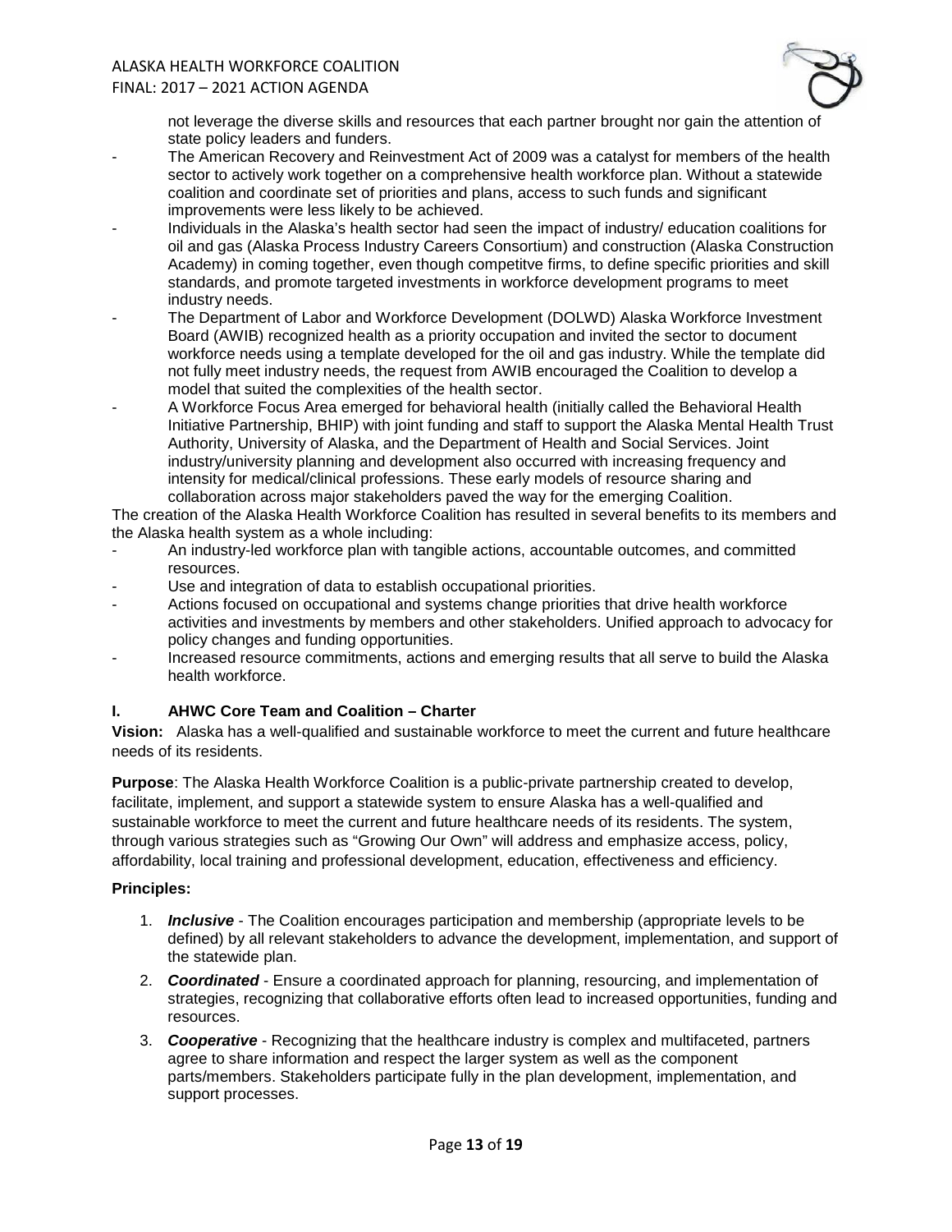not leverage the diverse skills and resources that each partner brought nor gain the attention of state policy leaders and funders.

- The American Recovery and Reinvestment Act of 2009 was a catalyst for members of the health sector to actively work together on a comprehensive health workforce plan. Without a statewide coalition and coordinate set of priorities and plans, access to such funds and significant improvements were less likely to be achieved.
- Individuals in the Alaska's health sector had seen the impact of industry/ education coalitions for oil and gas (Alaska Process Industry Careers Consortium) and construction (Alaska Construction Academy) in coming together, even though competitve firms, to define specific priorities and skill standards, and promote targeted investments in workforce development programs to meet industry needs.
- The Department of Labor and Workforce Development (DOLWD) Alaska Workforce Investment Board (AWIB) recognized health as a priority occupation and invited the sector to document workforce needs using a template developed for the oil and gas industry. While the template did not fully meet industry needs, the request from AWIB encouraged the Coalition to develop a model that suited the complexities of the health sector.
- A Workforce Focus Area emerged for behavioral health (initially called the Behavioral Health Initiative Partnership, BHIP) with joint funding and staff to support the Alaska Mental Health Trust Authority, University of Alaska, and the Department of Health and Social Services. Joint industry/university planning and development also occurred with increasing frequency and intensity for medical/clinical professions. These early models of resource sharing and collaboration across major stakeholders paved the way for the emerging Coalition.

The creation of the Alaska Health Workforce Coalition has resulted in several benefits to its members and the Alaska health system as a whole including:

- An industry-led workforce plan with tangible actions, accountable outcomes, and committed resources.
- Use and integration of data to establish occupational priorities.
- Actions focused on occupational and systems change priorities that drive health workforce activities and investments by members and other stakeholders. Unified approach to advocacy for policy changes and funding opportunities.
- Increased resource commitments, actions and emerging results that all serve to build the Alaska health workforce.

## I. AHWC Core Team and Coalition – Charter

**Vision:** Alaska has a well-qualified and sustainable workforce to meet the current and future healthcare needs of its residents.

**Purpose**: The Alaska Health Workforce Coalition is a public-private partnership created to develop, facilitate, implement, and support a statewide system to ensure Alaska has a well-qualified and sustainable workforce to meet the current and future healthcare needs of its residents. The system, through various strategies such as "Growing Our Own" will address and emphasize access, policy, affordability, local training and professional development, education, effectiveness and efficiency.

**Principles:**

1. ***Inclusive*** - The Coalition encourages participation and membership (appropriate levels to be defined) by all relevant stakeholders to advance the development, implementation, and support of the statewide plan.
2. ***Coordinated*** - Ensure a coordinated approach for planning, resourcing, and implementation of strategies, recognizing that collaborative efforts often lead to increased opportunities, funding and resources.
3. ***Cooperative*** - Recognizing that the healthcare industry is complex and multifaceted, partners agree to share information and respect the larger system as well as the component parts/members. Stakeholders participate fully in the plan development, implementation, and support processes.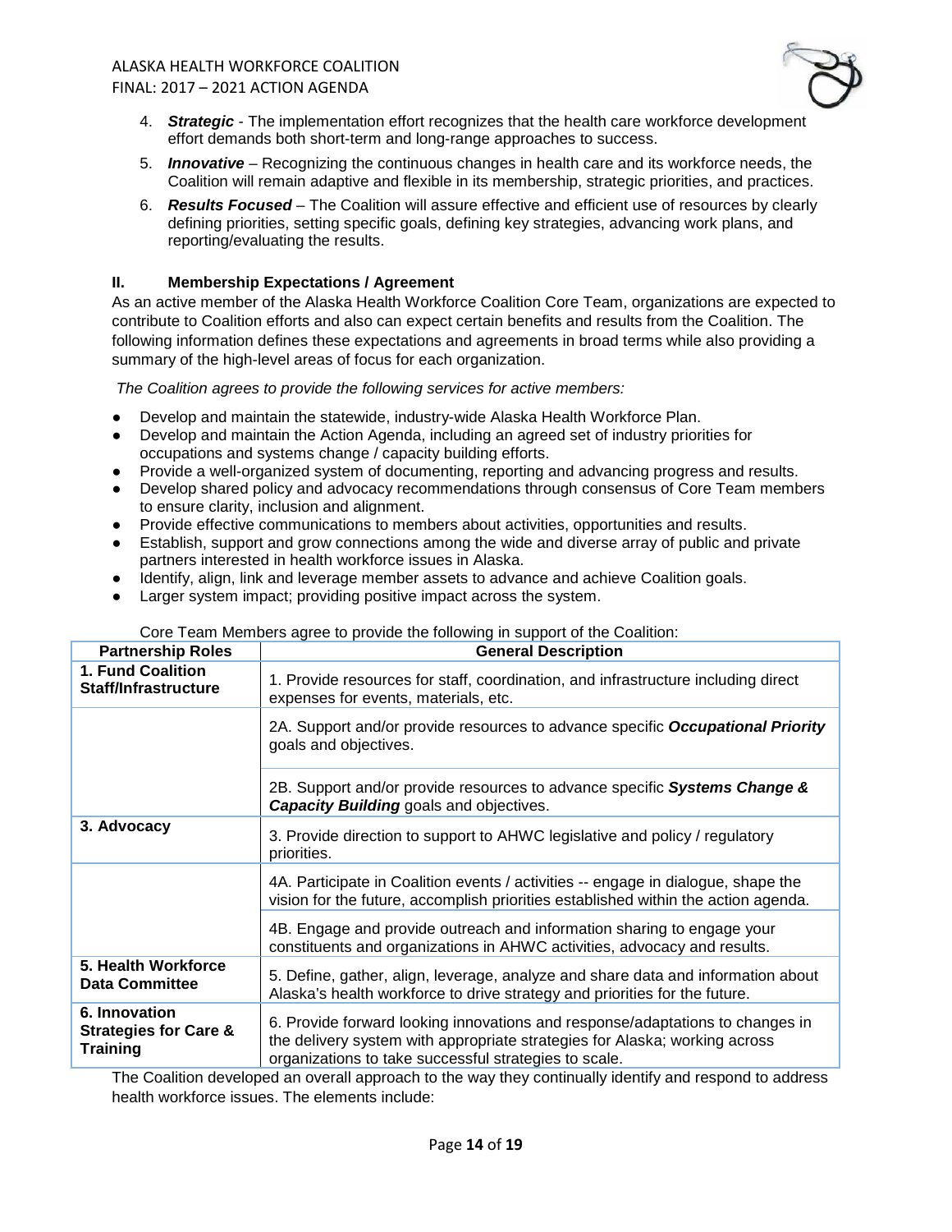4. ***Strategic*** - The implementation effort recognizes that the health care workforce development effort demands both short-term and long-range approaches to success.
5. ***Innovative*** – Recognizing the continuous changes in health care and its workforce needs, the Coalition will remain adaptive and flexible in its membership, strategic priorities, and practices.
6. ***Results Focused*** – The Coalition will assure effective and efficient use of resources by clearly defining priorities, setting specific goals, defining key strategies, advancing work plans, and reporting/evaluating the results.

## II. Membership Expectations / Agreement

As an active member of the Alaska Health Workforce Coalition Core Team, organizations are expected to contribute to Coalition efforts and also can expect certain benefits and results from the Coalition. The following information defines these expectations and agreements in broad terms while also providing a summary of the high-level areas of focus for each organization.

*The Coalition agrees to provide the following services for active members:*

- Develop and maintain the statewide, industry-wide Alaska Health Workforce Plan.
- Develop and maintain the Action Agenda, including an agreed set of industry priorities for occupations and systems change / capacity building efforts.
- Provide a well-organized system of documenting, reporting and advancing progress and results.
- Develop shared policy and advocacy recommendations through consensus of Core Team members to ensure clarity, inclusion and alignment.
- Provide effective communications to members about activities, opportunities and results.
- Establish, support and grow connections among the wide and diverse array of public and private partners interested in health workforce issues in Alaska.
- Identify, align, link and leverage member assets to advance and achieve Coalition goals.
- Larger system impact; providing positive impact across the system.

Core Team Members agree to provide the following in support of the Coalition:

| Partnership Roles | General Description |
|---|---|
| **1. Fund Coalition Staff/Infrastructure** | 1. Provide resources for staff, coordination, and infrastructure including direct expenses for events, materials, etc. |
| | 2A. Support and/or provide resources to advance specific ***Occupational Priority*** goals and objectives. |
| | 2B. Support and/or provide resources to advance specific ***Systems Change & Capacity Building*** goals and objectives. |
| **3. Advocacy** | 3. Provide direction to support to AHWC legislative and policy / regulatory priorities. |
| | 4A. Participate in Coalition events / activities -- engage in dialogue, shape the vision for the future, accomplish priorities established within the action agenda. |
| | 4B. Engage and provide outreach and information sharing to engage your constituents and organizations in AHWC activities, advocacy and results. |
| **5. Health Workforce Data Committee** | 5. Define, gather, align, leverage, analyze and share data and information about Alaska's health workforce to drive strategy and priorities for the future. |
| **6. Innovation Strategies for Care & Training** | 6. Provide forward looking innovations and response/adaptations to changes in the delivery system with appropriate strategies for Alaska; working across organizations to take successful strategies to scale. |

The Coalition developed an overall approach to the way they continually identify and respond to address health workforce issues. The elements include: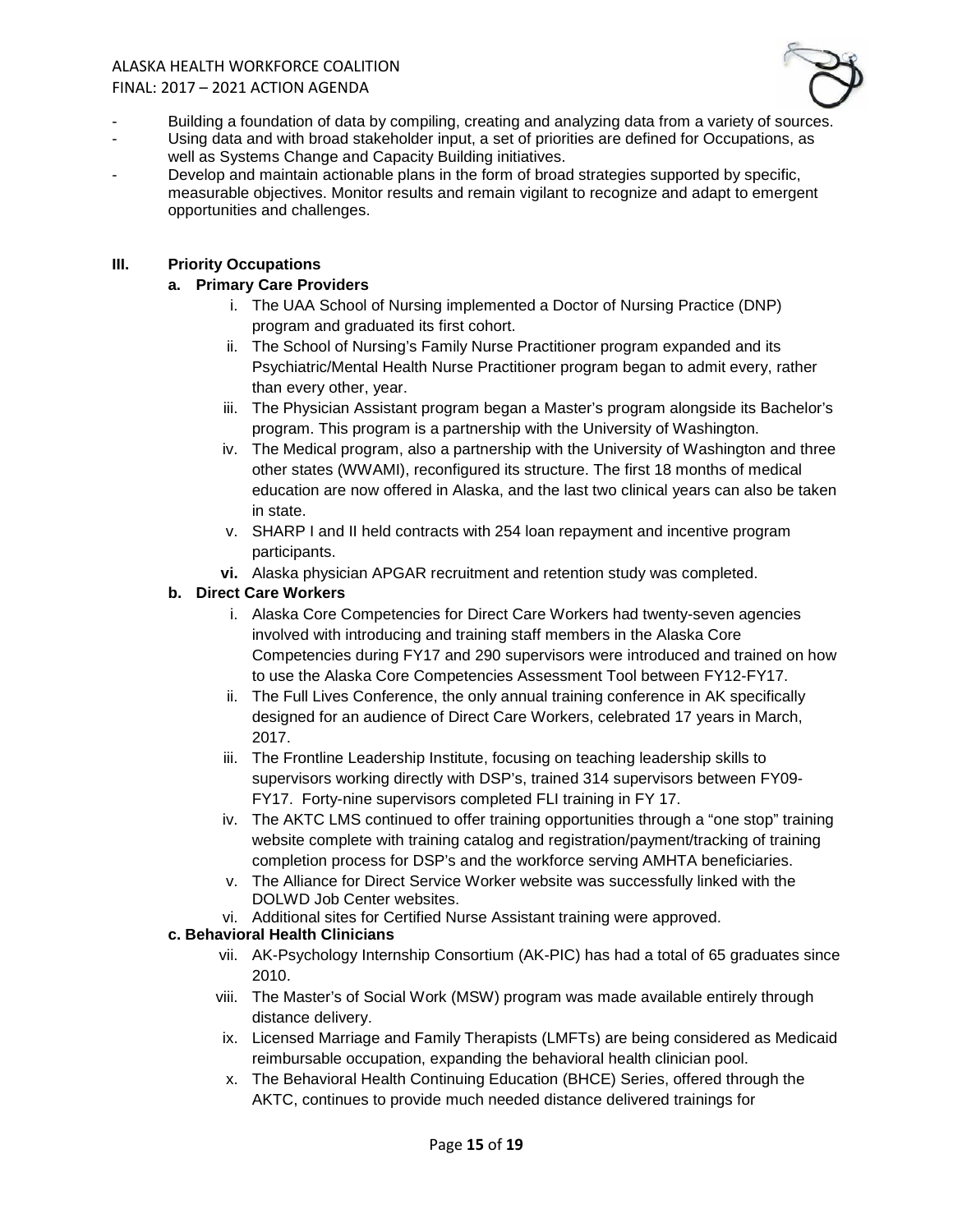- Building a foundation of data by compiling, creating and analyzing data from a variety of sources.
- Using data and with broad stakeholder input, a set of priorities are defined for Occupations, as well as Systems Change and Capacity Building initiatives.
- Develop and maintain actionable plans in the form of broad strategies supported by specific, measurable objectives. Monitor results and remain vigilant to recognize and adapt to emergent opportunities and challenges.

## III. Priority Occupations

### a. Primary Care Providers

i. The UAA School of Nursing implemented a Doctor of Nursing Practice (DNP) program and graduated its first cohort.

ii. The School of Nursing's Family Nurse Practitioner program expanded and its Psychiatric/Mental Health Nurse Practitioner program began to admit every, rather than every other, year.

iii. The Physician Assistant program began a Master's program alongside its Bachelor's program. This program is a partnership with the University of Washington.

iv. The Medical program, also a partnership with the University of Washington and three other states (WWAMI), reconfigured its structure. The first 18 months of medical education are now offered in Alaska, and the last two clinical years can also be taken in state.

v. SHARP I and II held contracts with 254 loan repayment and incentive program participants.

**vi.** Alaska physician APGAR recruitment and retention study was completed.

### b. Direct Care Workers

i. Alaska Core Competencies for Direct Care Workers had twenty-seven agencies involved with introducing and training staff members in the Alaska Core Competencies during FY17 and 290 supervisors were introduced and trained on how to use the Alaska Core Competencies Assessment Tool between FY12-FY17.

ii. The Full Lives Conference, the only annual training conference in AK specifically designed for an audience of Direct Care Workers, celebrated 17 years in March, 2017.

iii. The Frontline Leadership Institute, focusing on teaching leadership skills to supervisors working directly with DSP's, trained 314 supervisors between FY09-FY17. Forty-nine supervisors completed FLI training in FY 17.

iv. The AKTC LMS continued to offer training opportunities through a "one stop" training website complete with training catalog and registration/payment/tracking of training completion process for DSP's and the workforce serving AMHTA beneficiaries.

v. The Alliance for Direct Service Worker website was successfully linked with the DOLWD Job Center websites.

vi. Additional sites for Certified Nurse Assistant training were approved.

### c. Behavioral Health Clinicians

vii. AK-Psychology Internship Consortium (AK-PIC) has had a total of 65 graduates since 2010.

viii. The Master's of Social Work (MSW) program was made available entirely through distance delivery.

ix. Licensed Marriage and Family Therapists (LMFTs) are being considered as Medicaid reimbursable occupation, expanding the behavioral health clinician pool.

x. The Behavioral Health Continuing Education (BHCE) Series, offered through the AKTC, continues to provide much needed distance delivered trainings for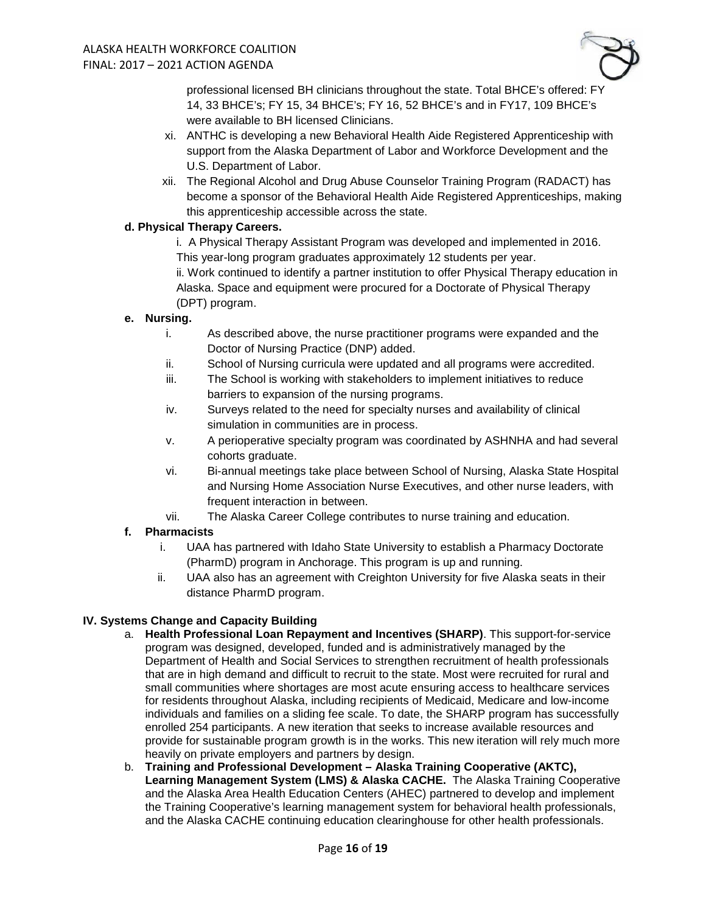professional licensed BH clinicians throughout the state. Total BHCE's offered: FY 14, 33 BHCE's; FY 15, 34 BHCE's; FY 16, 52 BHCE's and in FY17, 109 BHCE's were available to BH licensed Clinicians.

xi. ANTHC is developing a new Behavioral Health Aide Registered Apprenticeship with support from the Alaska Department of Labor and Workforce Development and the U.S. Department of Labor.

xii. The Regional Alcohol and Drug Abuse Counselor Training Program (RADACT) has become a sponsor of the Behavioral Health Aide Registered Apprenticeships, making this apprenticeship accessible across the state.

**d. Physical Therapy Careers.**

i. A Physical Therapy Assistant Program was developed and implemented in 2016. This year-long program graduates approximately 12 students per year.

ii. Work continued to identify a partner institution to offer Physical Therapy education in Alaska. Space and equipment were procured for a Doctorate of Physical Therapy (DPT) program.

**e. Nursing.**

i. As described above, the nurse practitioner programs were expanded and the Doctor of Nursing Practice (DNP) added.

ii. School of Nursing curricula were updated and all programs were accredited.

iii. The School is working with stakeholders to implement initiatives to reduce barriers to expansion of the nursing programs.

iv. Surveys related to the need for specialty nurses and availability of clinical simulation in communities are in process.

v. A perioperative specialty program was coordinated by ASHNHA and had several cohorts graduate.

vi. Bi-annual meetings take place between School of Nursing, Alaska State Hospital and Nursing Home Association Nurse Executives, and other nurse leaders, with frequent interaction in between.

vii. The Alaska Career College contributes to nurse training and education.

**f. Pharmacists**

i. UAA has partnered with Idaho State University to establish a Pharmacy Doctorate (PharmD) program in Anchorage. This program is up and running.

ii. UAA also has an agreement with Creighton University for five Alaska seats in their distance PharmD program.

## IV. Systems Change and Capacity Building

a. **Health Professional Loan Repayment and Incentives (SHARP)**. This support-for-service program was designed, developed, funded and is administratively managed by the Department of Health and Social Services to strengthen recruitment of health professionals that are in high demand and difficult to recruit to the state. Most were recruited for rural and small communities where shortages are most acute ensuring access to healthcare services for residents throughout Alaska, including recipients of Medicaid, Medicare and low-income individuals and families on a sliding fee scale. To date, the SHARP program has successfully enrolled 254 participants. A new iteration that seeks to increase available resources and provide for sustainable program growth is in the works. This new iteration will rely much more heavily on private employers and partners by design.

b. **Training and Professional Development – Alaska Training Cooperative (AKTC), Learning Management System (LMS) & Alaska CACHE.** The Alaska Training Cooperative and the Alaska Area Health Education Centers (AHEC) partnered to develop and implement the Training Cooperative's learning management system for behavioral health professionals, and the Alaska CACHE continuing education clearinghouse for other health professionals.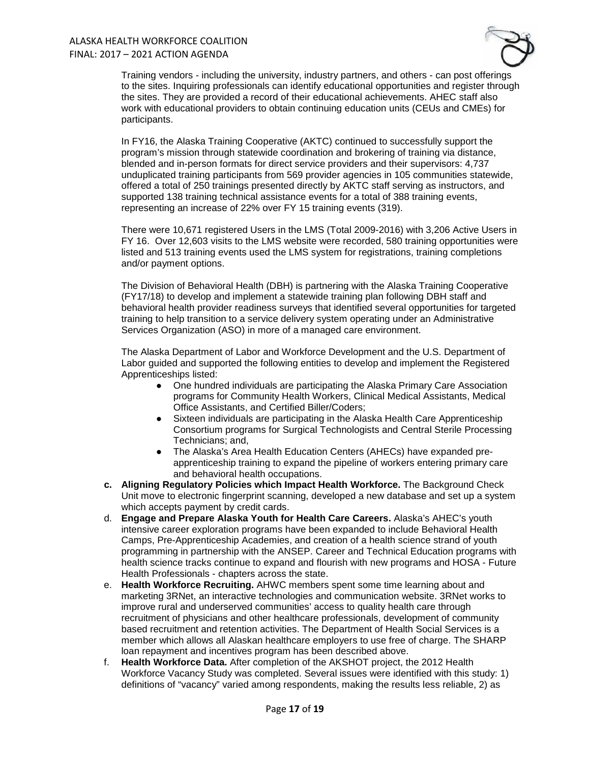Training vendors - including the university, industry partners, and others - can post offerings to the sites. Inquiring professionals can identify educational opportunities and register through the sites. They are provided a record of their educational achievements. AHEC staff also work with educational providers to obtain continuing education units (CEUs and CMEs) for participants.

In FY16, the Alaska Training Cooperative (AKTC) continued to successfully support the program's mission through statewide coordination and brokering of training via distance, blended and in-person formats for direct service providers and their supervisors: 4,737 unduplicated training participants from 569 provider agencies in 105 communities statewide, offered a total of 250 trainings presented directly by AKTC staff serving as instructors, and supported 138 training technical assistance events for a total of 388 training events, representing an increase of 22% over FY 15 training events (319).

There were 10,671 registered Users in the LMS (Total 2009-2016) with 3,206 Active Users in FY 16. Over 12,603 visits to the LMS website were recorded, 580 training opportunities were listed and 513 training events used the LMS system for registrations, training completions and/or payment options.

The Division of Behavioral Health (DBH) is partnering with the Alaska Training Cooperative (FY17/18) to develop and implement a statewide training plan following DBH staff and behavioral health provider readiness surveys that identified several opportunities for targeted training to help transition to a service delivery system operating under an Administrative Services Organization (ASO) in more of a managed care environment.

The Alaska Department of Labor and Workforce Development and the U.S. Department of Labor guided and supported the following entities to develop and implement the Registered Apprenticeships listed:

- One hundred individuals are participating the Alaska Primary Care Association programs for Community Health Workers, Clinical Medical Assistants, Medical Office Assistants, and Certified Biller/Coders;
- Sixteen individuals are participating in the Alaska Health Care Apprenticeship Consortium programs for Surgical Technologists and Central Sterile Processing Technicians; and,
- The Alaska's Area Health Education Centers (AHECs) have expanded pre-apprenticeship training to expand the pipeline of workers entering primary care and behavioral health occupations.

c. **Aligning Regulatory Policies which Impact Health Workforce.** The Background Check Unit move to electronic fingerprint scanning, developed a new database and set up a system which accepts payment by credit cards.

d. **Engage and Prepare Alaska Youth for Health Care Careers.** Alaska's AHEC's youth intensive career exploration programs have been expanded to include Behavioral Health Camps, Pre-Apprenticeship Academies, and creation of a health science strand of youth programming in partnership with the ANSEP. Career and Technical Education programs with health science tracks continue to expand and flourish with new programs and HOSA - Future Health Professionals - chapters across the state.

e. **Health Workforce Recruiting.** AHWC members spent some time learning about and marketing 3RNet, an interactive technologies and communication website. 3RNet works to improve rural and underserved communities' access to quality health care through recruitment of physicians and other healthcare professionals, development of community based recruitment and retention activities. The Department of Health Social Services is a member which allows all Alaskan healthcare employers to use free of charge. The SHARP loan repayment and incentives program has been described above.

f. **Health Workforce Data.** After completion of the AKSHOT project, the 2012 Health Workforce Vacancy Study was completed. Several issues were identified with this study: 1) definitions of "vacancy" varied among respondents, making the results less reliable, 2) as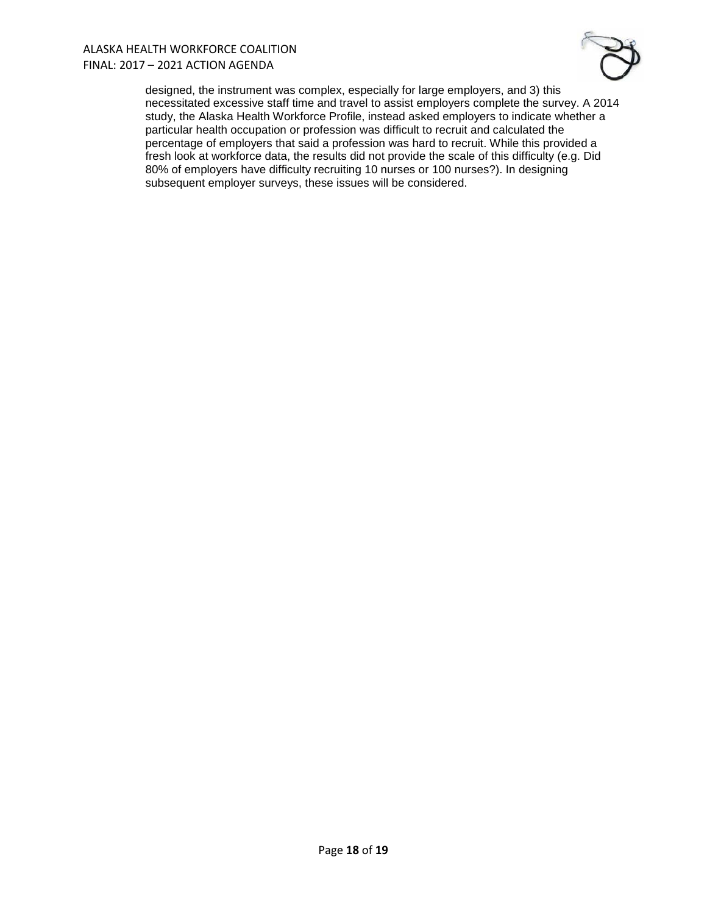designed, the instrument was complex, especially for large employers, and 3) this necessitated excessive staff time and travel to assist employers complete the survey. A 2014 study, the Alaska Health Workforce Profile, instead asked employers to indicate whether a particular health occupation or profession was difficult to recruit and calculated the percentage of employers that said a profession was hard to recruit. While this provided a fresh look at workforce data, the results did not provide the scale of this difficulty (e.g. Did 80% of employers have difficulty recruiting 10 nurses or 100 nurses?). In designing subsequent employer surveys, these issues will be considered.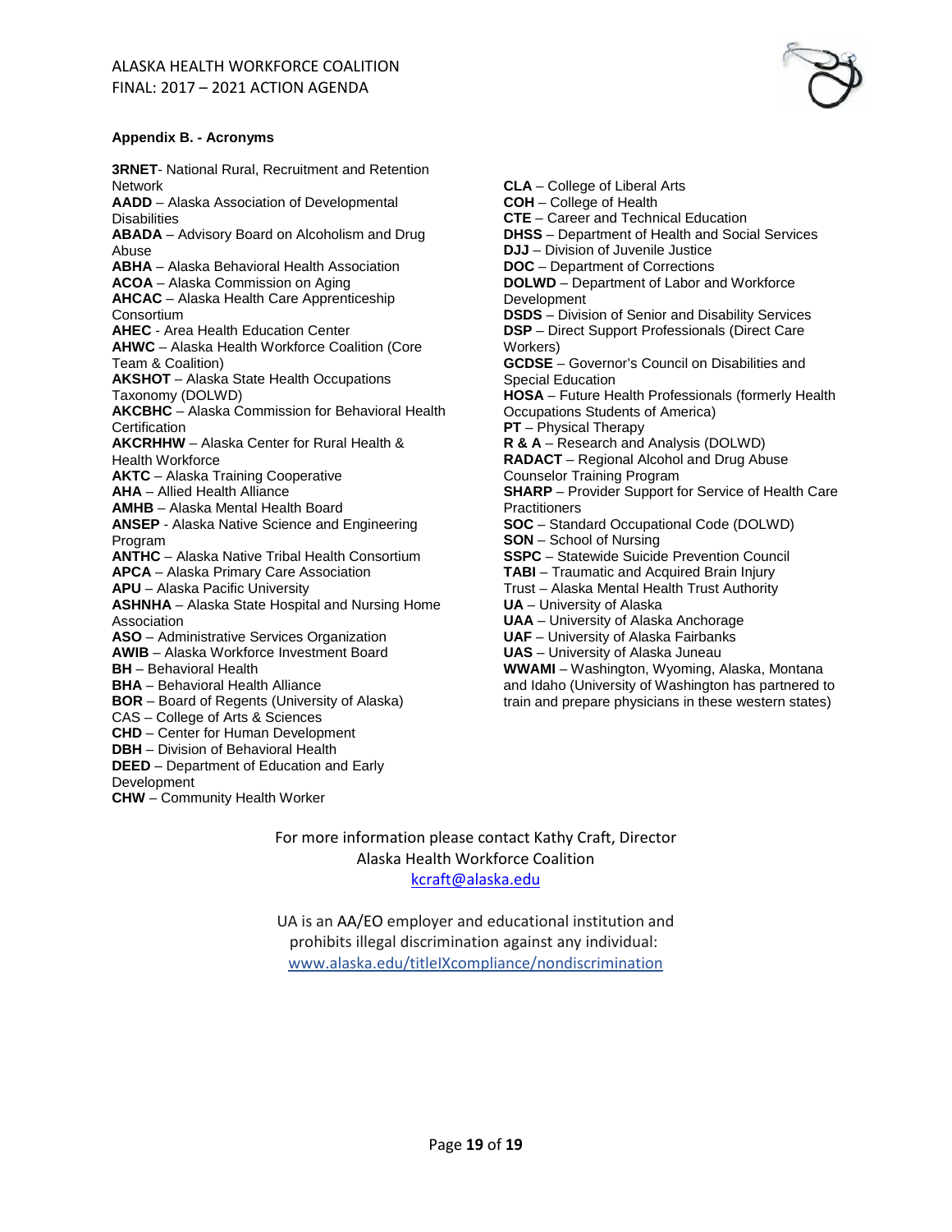### Appendix B. - Acronyms

**3RNET**- National Rural, Recruitment and Retention Network
**AADD** – Alaska Association of Developmental Disabilities
**ABADA** – Advisory Board on Alcoholism and Drug Abuse
**ABHA** – Alaska Behavioral Health Association
**ACOA** – Alaska Commission on Aging
**AHCAC** – Alaska Health Care Apprenticeship Consortium
**AHEC** - Area Health Education Center
**AHWC** – Alaska Health Workforce Coalition (Core Team & Coalition)
**AKSHOT** – Alaska State Health Occupations Taxonomy (DOLWD)
**AKCBHC** – Alaska Commission for Behavioral Health Certification
**AKCRHHW** – Alaska Center for Rural Health & Health Workforce
**AKTC** – Alaska Training Cooperative
**AHA** – Allied Health Alliance
**AMHB** – Alaska Mental Health Board
**ANSEP** - Alaska Native Science and Engineering Program
**ANTHC** – Alaska Native Tribal Health Consortium
**APCA** – Alaska Primary Care Association
**APU** – Alaska Pacific University
**ASHNHA** – Alaska State Hospital and Nursing Home Association
**ASO** – Administrative Services Organization
**AWIB** – Alaska Workforce Investment Board
**BH** – Behavioral Health
**BHA** – Behavioral Health Alliance
**BOR** – Board of Regents (University of Alaska)
CAS – College of Arts & Sciences
**CHD** – Center for Human Development
**DBH** – Division of Behavioral Health
**DEED** – Department of Education and Early Development
**CHW** – Community Health Worker
**CLA** – College of Liberal Arts
**COH** – College of Health
**CTE** – Career and Technical Education
**DHSS** – Department of Health and Social Services
**DJJ** – Division of Juvenile Justice
**DOC** – Department of Corrections
**DOLWD** – Department of Labor and Workforce Development
**DSDS** – Division of Senior and Disability Services
**DSP** – Direct Support Professionals (Direct Care Workers)
**GCDSE** – Governor's Council on Disabilities and Special Education
**HOSA** – Future Health Professionals (formerly Health Occupations Students of America)
**PT** – Physical Therapy
**R & A** – Research and Analysis (DOLWD)
**RADACT** – Regional Alcohol and Drug Abuse Counselor Training Program
**SHARP** – Provider Support for Service of Health Care Practitioners
**SOC** – Standard Occupational Code (DOLWD)
**SON** – School of Nursing
**SSPC** – Statewide Suicide Prevention Council
**TABI** – Traumatic and Acquired Brain Injury
Trust – Alaska Mental Health Trust Authority
**UA** – University of Alaska
**UAA** – University of Alaska Anchorage
**UAF** – University of Alaska Fairbanks
**UAS** – University of Alaska Juneau
**WWAMI** – Washington, Wyoming, Alaska, Montana and Idaho (University of Washington has partnered to train and prepare physicians in these western states)

For more information please contact Kathy Craft, Director
Alaska Health Workforce Coalition
kcraft@alaska.edu

UA is an AA/EO employer and educational institution and prohibits illegal discrimination against any individual:
www.alaska.edu/titleIXcompliance/nondiscrimination